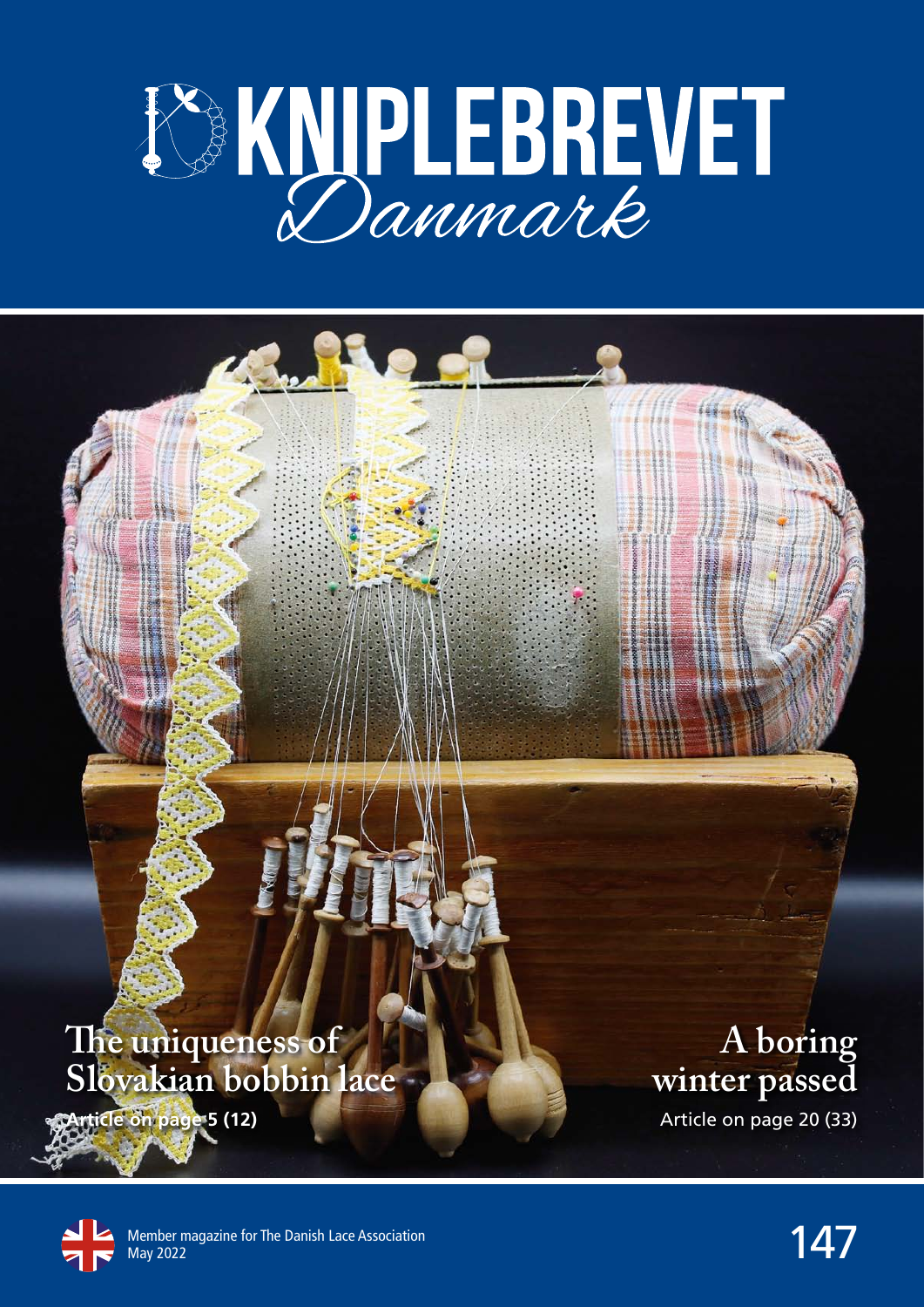# KNIPLEBREVET
## Danmark

**The uniqueness of Slovakian bobbin lace**

Article on page 5 (12)

**A boring winter passed**

Article on page 20 (33)

Member magazine for The Danish Lace Association
May 2022

147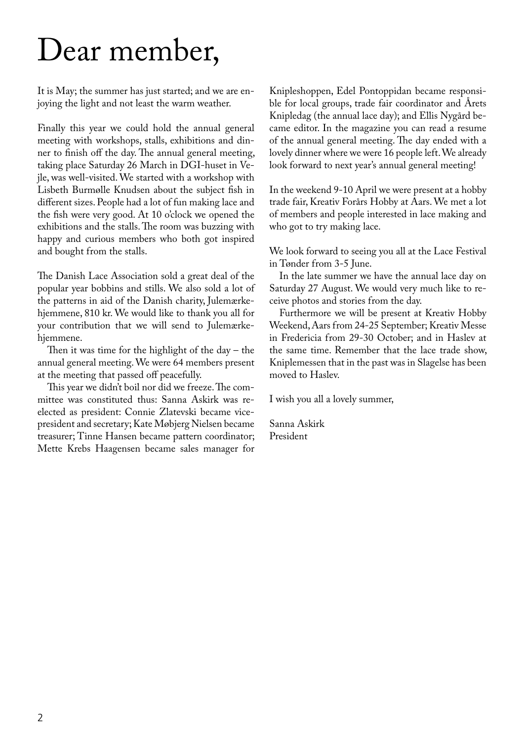# Dear member,

It is May; the summer has just started; and we are enjoying the light and not least the warm weather.

Finally this year we could hold the annual general meeting with workshops, stalls, exhibitions and dinner to finish off the day. The annual general meeting, taking place Saturday 26 March in DGI-huset in Vejle, was well-visited. We started with a workshop with Lisbeth Burmølle Knudsen about the subject fish in different sizes. People had a lot of fun making lace and the fish were very good. At 10 o'clock we opened the exhibitions and the stalls. The room was buzzing with happy and curious members who both got inspired and bought from the stalls.

The Danish Lace Association sold a great deal of the popular year bobbins and stills. We also sold a lot of the patterns in aid of the Danish charity, Julemærkehjemmene, 810 kr. We would like to thank you all for your contribution that we will send to Julemærkehjemmene.

Then it was time for the highlight of the day – the annual general meeting. We were 64 members present at the meeting that passed off peacefully.

This year we didn't boil nor did we freeze. The committee was constituted thus: Sanna Askirk was re-elected as president: Connie Zlatevski became vice-president and secretary; Kate Møbjerg Nielsen became treasurer; Tinne Hansen became pattern coordinator; Mette Krebs Haagensen became sales manager for Knipleshoppen, Edel Pontoppidan became responsible for local groups, trade fair coordinator and Årets Knipledag (the annual lace day); and Ellis Nygård became editor. In the magazine you can read a resume of the annual general meeting. The day ended with a lovely dinner where we were 16 people left. We already look forward to next year's annual general meeting!

In the weekend 9-10 April we were present at a hobby trade fair, Kreativ Forårs Hobby at Aars. We met a lot of members and people interested in lace making and who got to try making lace.

We look forward to seeing you all at the Lace Festival in Tønder from 3-5 June.

In the late summer we have the annual lace day on Saturday 27 August. We would very much like to receive photos and stories from the day.

Furthermore we will be present at Kreativ Hobby Weekend, Aars from 24-25 September; Kreativ Messe in Fredericia from 29-30 October; and in Haslev at the same time. Remember that the lace trade show, Kniplemessen that in the past was in Slagelse has been moved to Haslev.

I wish you all a lovely summer,

Sanna Askirk
President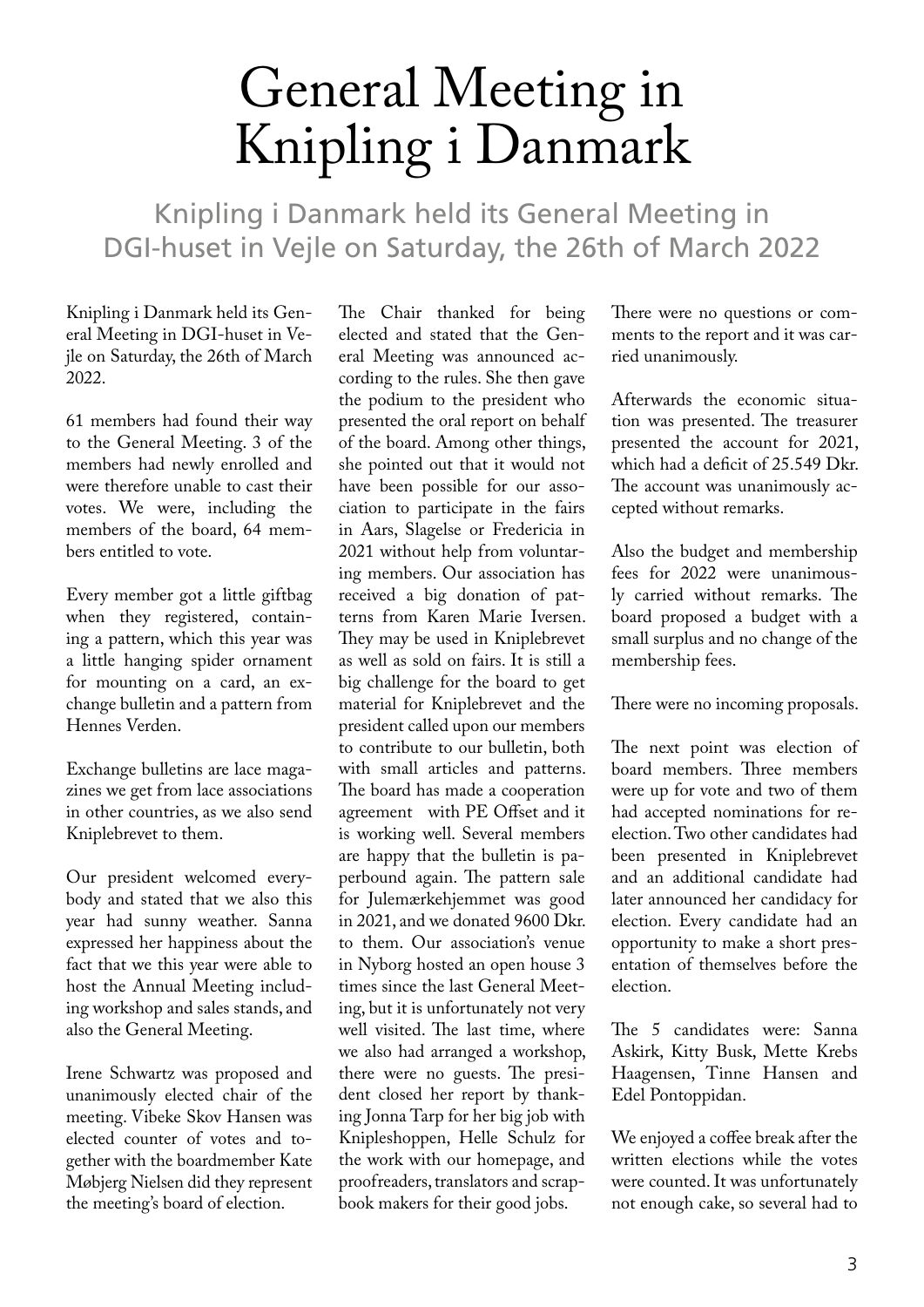# General Meeting in Knipling i Danmark

## Knipling i Danmark held its General Meeting in DGI-huset in Vejle on Saturday, the 26th of March 2022

Knipling i Danmark held its General Meeting in DGI-huset in Vejle on Saturday, the 26th of March 2022.

61 members had found their way to the General Meeting. 3 of the members had newly enrolled and were therefore unable to cast their votes. We were, including the members of the board, 64 members entitled to vote.

Every member got a little giftbag when they registered, containing a pattern, which this year was a little hanging spider ornament for mounting on a card, an exchange bulletin and a pattern from Hennes Verden.

Exchange bulletins are lace magazines we get from lace associations in other countries, as we also send Kniplebrevet to them.

Our president welcomed everybody and stated that we also this year had sunny weather. Sanna expressed her happiness about the fact that we this year were able to host the Annual Meeting including workshop and sales stands, and also the General Meeting.

Irene Schwartz was proposed and unanimously elected chair of the meeting. Vibeke Skov Hansen was elected counter of votes and together with the boardmember Kate Møbjerg Nielsen did they represent the meeting's board of election.

The Chair thanked for being elected and stated that the General Meeting was announced according to the rules. She then gave the podium to the president who presented the oral report on behalf of the board. Among other things, she pointed out that it would not have been possible for our association to participate in the fairs in Aars, Slagelse or Fredericia in 2021 without help from voluntaring members. Our association has received a big donation of patterns from Karen Marie Iversen. They may be used in Kniplebrevet as well as sold on fairs. It is still a big challenge for the board to get material for Kniplebrevet and the president called upon our members to contribute to our bulletin, both with small articles and patterns. The board has made a cooperation agreement with PE Offset and it is working well. Several members are happy that the bulletin is paperbound again. The pattern sale for Julemærkehjemmet was good in 2021, and we donated 9600 Dkr. to them. Our association's venue in Nyborg hosted an open house 3 times since the last General Meeting, but it is unfortunately not very well visited. The last time, where we also had arranged a workshop, there were no guests. The president closed her report by thanking Jonna Tarp for her big job with Knipleshoppen, Helle Schulz for the work with our homepage, and proofreaders, translators and scrapbook makers for their good jobs.

There were no questions or comments to the report and it was carried unanimously.

Afterwards the economic situation was presented. The treasurer presented the account for 2021, which had a deficit of 25.549 Dkr. The account was unanimously accepted without remarks.

Also the budget and membership fees for 2022 were unanimously carried without remarks. The board proposed a budget with a small surplus and no change of the membership fees.

There were no incoming proposals.

The next point was election of board members. Three members were up for vote and two of them had accepted nominations for reelection. Two other candidates had been presented in Kniplebrevet and an additional candidate had later announced her candidacy for election. Every candidate had an opportunity to make a short presentation of themselves before the election.

The 5 candidates were: Sanna Askirk, Kitty Busk, Mette Krebs Haagensen, Tinne Hansen and Edel Pontoppidan.

We enjoyed a coffee break after the written elections while the votes were counted. It was unfortunately not enough cake, so several had to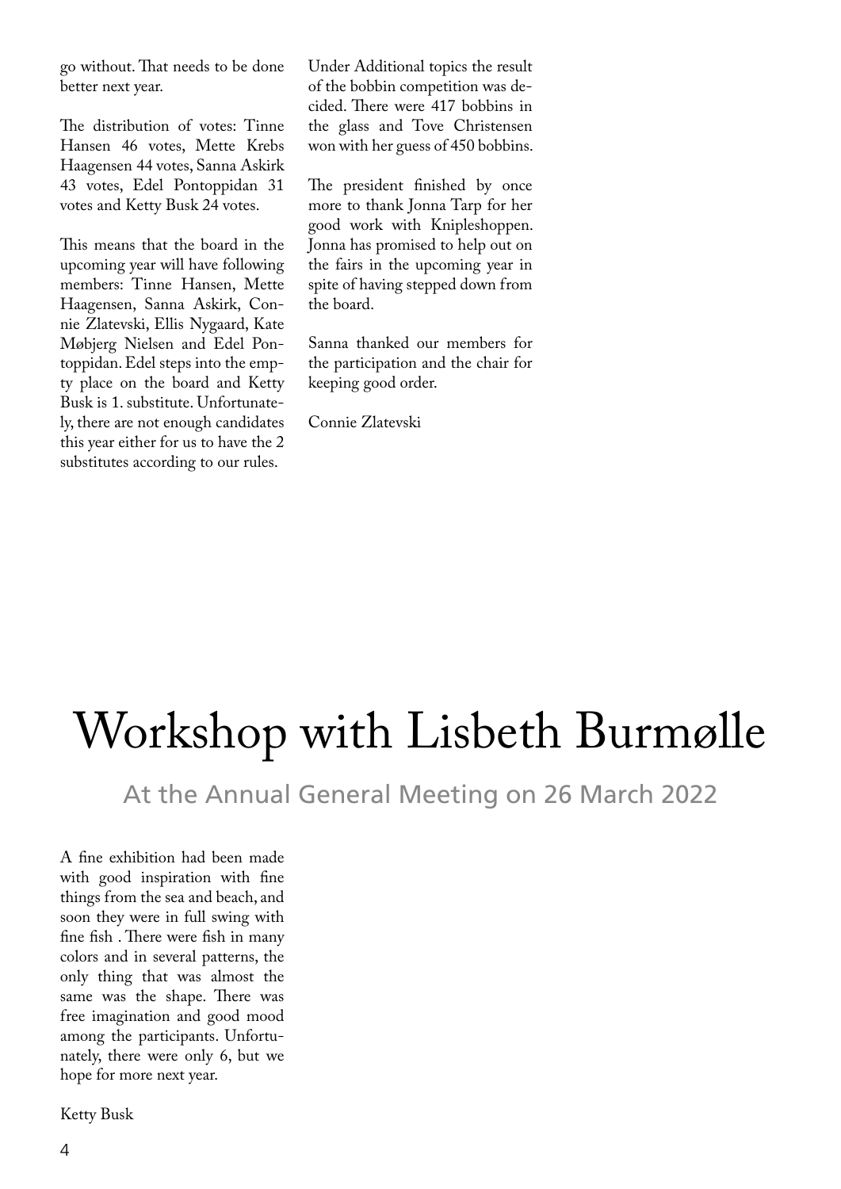go without. That needs to be done better next year.

The distribution of votes: Tinne Hansen 46 votes, Mette Krebs Haagensen 44 votes, Sanna Askirk 43 votes, Edel Pontoppidan 31 votes and Ketty Busk 24 votes.

This means that the board in the upcoming year will have following members: Tinne Hansen, Mette Haagensen, Sanna Askirk, Connie Zlatevski, Ellis Nygaard, Kate Møbjerg Nielsen and Edel Pontoppidan. Edel steps into the empty place on the board and Ketty Busk is 1. substitute. Unfortunately, there are not enough candidates this year either for us to have the 2 substitutes according to our rules.

Under Additional topics the result of the bobbin competition was decided. There were 417 bobbins in the glass and Tove Christensen won with her guess of 450 bobbins.

The president finished by once more to thank Jonna Tarp for her good work with Knipleshoppen. Jonna has promised to help out on the fairs in the upcoming year in spite of having stepped down from the board.

Sanna thanked our members for the participation and the chair for keeping good order.

Connie Zlatevski

# Workshop with Lisbeth Burmølle

## At the Annual General Meeting on 26 March 2022

A fine exhibition had been made with good inspiration with fine things from the sea and beach, and soon they were in full swing with fine fish . There were fish in many colors and in several patterns, the only thing that was almost the same was the shape. There was free imagination and good mood among the participants. Unfortunately, there were only 6, but we hope for more next year.

Ketty Busk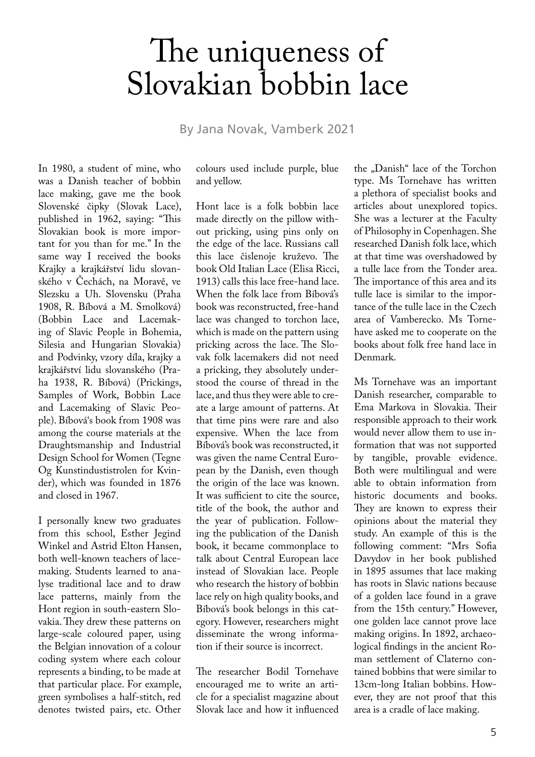# The uniqueness of Slovakian bobbin lace

By Jana Novak, Vamberk 2021

In 1980, a student of mine, who was a Danish teacher of bobbin lace making, gave me the book Slovenské čipky (Slovak Lace), published in 1962, saying: "This Slovakian book is more important for you than for me." In the same way I received the books Krajky a krajkářství lidu slovanského v Čechách, na Moravě, ve Slezsku a Uh. Slovensku (Praha 1908, R. Míbová a M. Smolková) (Bobbin Lace and Lacemaking of Slavic People in Bohemia, Silesia and Hungarian Slovakia) and Podvinky, vzory díla, krajky a krajkářství lidu slovanského (Praha 1938, R. Míbová) (Prickings, Samples of Work, Bobbin Lace and Lacemaking of Slavic People). Míbová's book from 1908 was among the course materials at the Draughtsmanship and Industrial Design School for Women (Tegne Og Kunstindustistrolen for Kvinder), which was founded in 1876 and closed in 1967.

I personally knew two graduates from this school, Esther Jegind Winkel and Astrid Elton Hansen, both well-known teachers of lacemaking. Students learned to analyse traditional lace and to draw lace patterns, mainly from the Hont region in south-eastern Slovakia. They drew these patterns on large-scale coloured paper, using the Belgian innovation of a colour coding system where each colour represents a binding, to be made at that particular place. For example, green symbolises a half-stitch, red denotes twisted pairs, etc. Other colours used include purple, blue and yellow.

Hont lace is a folk bobbin lace made directly on the pillow without pricking, using pins only on the edge of the lace. Russians call this lace čislenoje kruževo. The book Old Italian Lace (Elisa Ricci, 1913) calls this lace free-hand lace. When the folk lace from Míbová's book was reconstructed, free-hand lace was changed to torchon lace, which is made on the pattern using pricking across the lace. The Slovak folk lacemakers did not need a pricking, they absolutely understood the course of thread in the lace, and thus they were able to create a large amount of patterns. At that time pins were rare and also expensive. When the lace from Míbová's book was reconstructed, it was given the name Central European by the Danish, even though the origin of the lace was known. It was sufficient to cite the source, title of the book, the author and the year of publication. Following the publication of the Danish book, it became commonplace to talk about Central European lace instead of Slovakian lace. People who research the history of bobbin lace rely on high quality books, and Míbová's book belongs in this category. However, researchers might disseminate the wrong information if their source is incorrect.

The researcher Bodil Tornehave encouraged me to write an article for a specialist magazine about Slovak lace and how it influenced the „Danish" lace of the Torchon type. Ms Tornehave has written a plethora of specialist books and articles about unexplored topics. She was a lecturer at the Faculty of Philosophy in Copenhagen. She researched Danish folk lace, which at that time was overshadowed by a tulle lace from the Tonder area. The importance of this area and its tulle lace is similar to the importance of the tulle lace in the Czech area of Vamberecko. Ms Tornehave asked me to cooperate on the books about folk free hand lace in Denmark.

Ms Tornehave was an important Danish researcher, comparable to Ema Markova in Slovakia. Their responsible approach to their work would never allow them to use information that was not supported by tangible, provable evidence. Both were multilingual and were able to obtain information from historic documents and books. They are known to express their opinions about the material they study. An example of this is the following comment: "Mrs Sofia Davydov in her book published in 1895 assumes that lace making has roots in Slavic nations because of a golden lace found in a grave from the 15th century." However, one golden lace cannot prove lace making origins. In 1892, archaeological findings in the ancient Roman settlement of Claterno contained bobbins that were similar to 13cm-long Italian bobbins. However, they are not proof that this area is a cradle of lace making.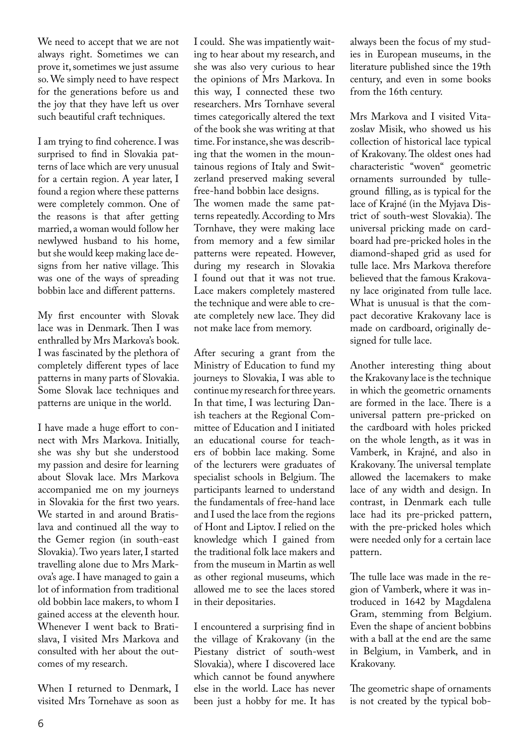We need to accept that we are not always right. Sometimes we can prove it, sometimes we just assume so. We simply need to have respect for the generations before us and the joy that they have left us over such beautiful craft techniques.

I am trying to find coherence. I was surprised to find in Slovakia patterns of lace which are very unusual for a certain region. A year later, I found a region where these patterns were completely common. One of the reasons is that after getting married, a woman would follow her newlywed husband to his home, but she would keep making lace designs from her native village. This was one of the ways of spreading bobbin lace and different patterns.

My first encounter with Slovak lace was in Denmark. Then I was enthralled by Mrs Markova's book. I was fascinated by the plethora of completely different types of lace patterns in many parts of Slovakia. Some Slovak lace techniques and patterns are unique in the world.

I have made a huge effort to connect with Mrs Markova. Initially, she was shy but she understood my passion and desire for learning about Slovak lace. Mrs Markova accompanied me on my journeys in Slovakia for the first two years. We started in and around Bratislava and continued all the way to the Gemer region (in south-east Slovakia). Two years later, I started travelling alone due to Mrs Markova's age. I have managed to gain a lot of information from traditional old bobbin lace makers, to whom I gained access at the eleventh hour. Whenever I went back to Bratislava, I visited Mrs Markova and consulted with her about the outcomes of my research.

When I returned to Denmark, I visited Mrs Tornehave as soon as I could. She was impatiently waiting to hear about my research, and she was also very curious to hear the opinions of Mrs Markova. In this way, I connected these two researchers. Mrs Tornhave several times categorically altered the text of the book she was writing at that time. For instance, she was describing that the women in the mountainous regions of Italy and Switzerland preserved making several free-hand bobbin lace designs.
The women made the same patterns repeatedly. According to Mrs Tornhave, they were making lace from memory and a few similar patterns were repeated. However, during my research in Slovakia I found out that it was not true. Lace makers completely mastered the technique and were able to create completely new lace. They did not make lace from memory.

After securing a grant from the Ministry of Education to fund my journeys to Slovakia, I was able to continue my research for three years. In that time, I was lecturing Danish teachers at the Regional Committee of Education and I initiated an educational course for teachers of bobbin lace making. Some of the lecturers were graduates of specialist schools in Belgium. The participants learned to understand the fundamentals of free-hand lace and I used the lace from the regions of Hont and Liptov. I relied on the knowledge which I gained from the traditional folk lace makers and from the museum in Martin as well as other regional museums, which allowed me to see the laces stored in their depositaries.

I encountered a surprising find in the village of Krakovany (in the Piestany district of south-west Slovakia), where I discovered lace which cannot be found anywhere else in the world. Lace has never been just a hobby for me. It has always been the focus of my studies in European museums, in the literature published since the 19th century, and even in some books from the 16th century.

Mrs Markova and I visited Vitazoslav Misik, who showed us his collection of historical lace typical of Krakovany. The oldest ones had characteristic "woven" geometric ornaments surrounded by tulle-ground filling, as is typical for the lace of Krajné (in the Myjava District of south-west Slovakia). The universal pricking made on cardboard had pre-pricked holes in the diamond-shaped grid as used for tulle lace. Mrs Markova therefore believed that the famous Krakovany lace originated from tulle lace. What is unusual is that the compact decorative Krakovany lace is made on cardboard, originally designed for tulle lace.

Another interesting thing about the Krakovany lace is the technique in which the geometric ornaments are formed in the lace. There is a universal pattern pre-pricked on the cardboard with holes pricked on the whole length, as it was in Vamberk, in Krajné, and also in Krakovany. The universal template allowed the lacemakers to make lace of any width and design. In contrast, in Denmark each tulle lace had its pre-pricked pattern, with the pre-pricked holes which were needed only for a certain lace pattern.

The tulle lace was made in the region of Vamberk, where it was introduced in 1642 by Magdalena Gram, stemming from Belgium. Even the shape of ancient bobbins with a ball at the end are the same in Belgium, in Vamberk, and in Krakovany.

The geometric shape of ornaments is not created by the typical bob-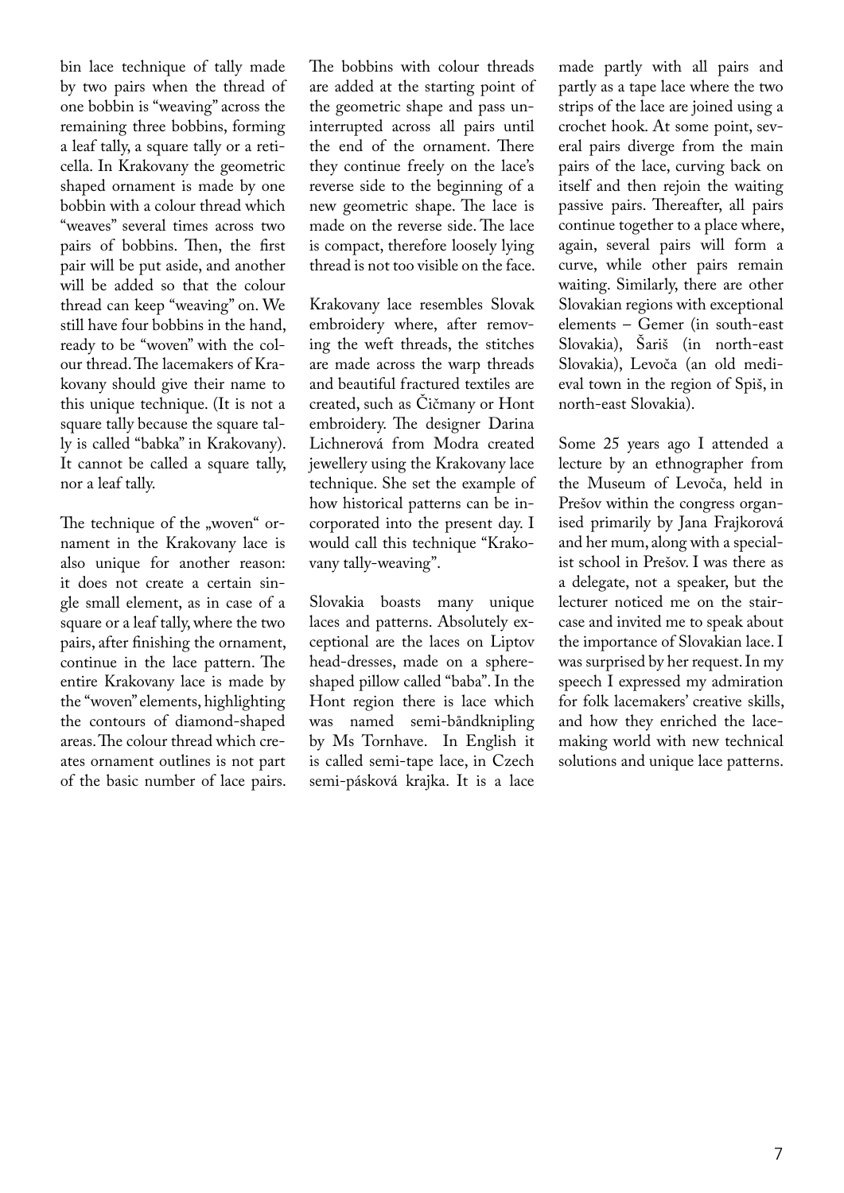bin lace technique of tally made by two pairs when the thread of one bobbin is "weaving" across the remaining three bobbins, forming a leaf tally, a square tally or a reticella. In Krakovany the geometric shaped ornament is made by one bobbin with a colour thread which "weaves" several times across two pairs of bobbins. Then, the first pair will be put aside, and another will be added so that the colour thread can keep "weaving" on. We still have four bobbins in the hand, ready to be "woven" with the colour thread. The lacemakers of Krakovany should give their name to this unique technique. (It is not a square tally because the square tally is called "babka" in Krakovany). It cannot be called a square tally, nor a leaf tally.

The technique of the „woven" ornament in the Krakovany lace is also unique for another reason: it does not create a certain single small element, as in case of a square or a leaf tally, where the two pairs, after finishing the ornament, continue in the lace pattern. The entire Krakovany lace is made by the "woven" elements, highlighting the contours of diamond-shaped areas. The colour thread which creates ornament outlines is not part of the basic number of lace pairs. The bobbins with colour threads are added at the starting point of the geometric shape and pass uninterrupted across all pairs until the end of the ornament. There they continue freely on the lace's reverse side to the beginning of a new geometric shape. The lace is made on the reverse side. The lace is compact, therefore loosely lying thread is not too visible on the face.

Krakovany lace resembles Slovak embroidery where, after removing the weft threads, the stitches are made across the warp threads and beautiful fractured textiles are created, such as Čičmany or Hont embroidery. The designer Darina Lichnerová from Modra created jewellery using the Krakovany lace technique. She set the example of how historical patterns can be incorporated into the present day. I would call this technique "Krakovany tally-weaving".

Slovakia boasts many unique laces and patterns. Absolutely exceptional are the laces on Liptov head-dresses, made on a sphere-shaped pillow called "baba". In the Hont region there is lace which was named semi-båndknipling by Ms Tornhave. In English it is called semi-tape lace, in Czech semi-pásková krajka. It is a lace made partly with all pairs and partly as a tape lace where the two strips of the lace are joined using a crochet hook. At some point, several pairs diverge from the main pairs of the lace, curving back on itself and then rejoin the waiting passive pairs. Thereafter, all pairs continue together to a place where, again, several pairs will form a curve, while other pairs remain waiting. Similarly, there are other Slovakian regions with exceptional elements – Gemer (in south-east Slovakia), Šariš (in north-east Slovakia), Levoča (an old medieval town in the region of Spiš, in north-east Slovakia).

Some 25 years ago I attended a lecture by an ethnographer from the Museum of Levoča, held in Prešov within the congress organised primarily by Jana Frajkorová and her mum, along with a specialist school in Prešov. I was there as a delegate, not a speaker, but the lecturer noticed me on the staircase and invited me to speak about the importance of Slovakian lace. I was surprised by her request. In my speech I expressed my admiration for folk lacemakers' creative skills, and how they enriched the lacemaking world with new technical solutions and unique lace patterns.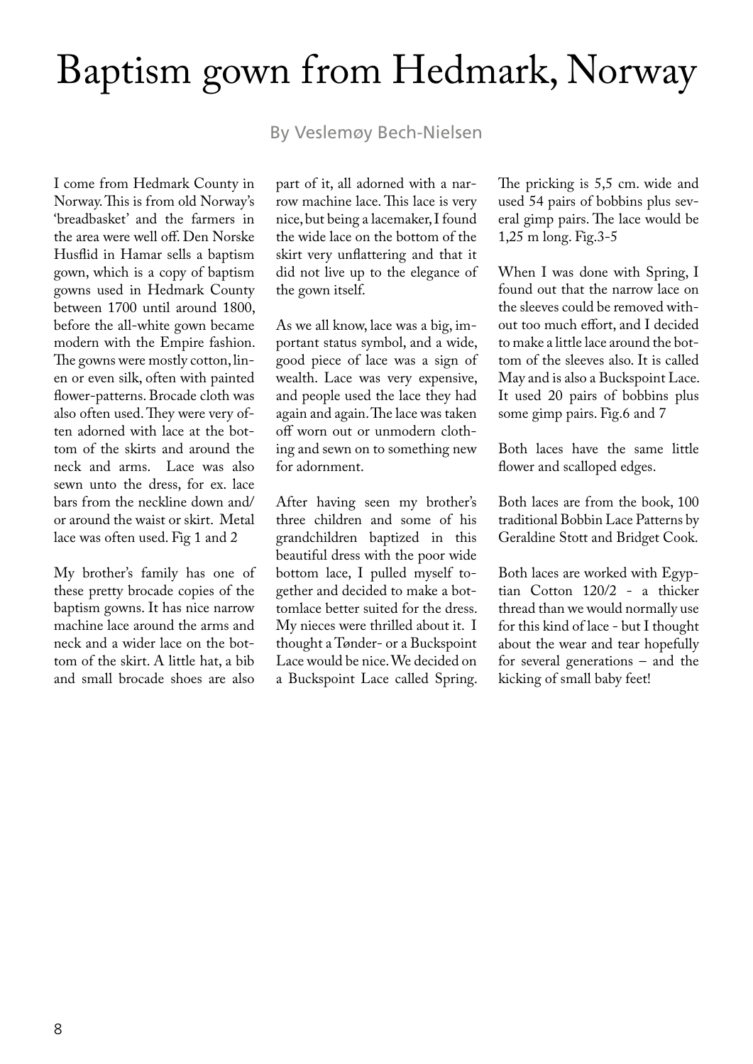# Baptism gown from Hedmark, Norway

By Veslemøy Bech-Nielsen

I come from Hedmark County in Norway. This is from old Norway's 'breadbasket' and the farmers in the area were well off. Den Norske Husflid in Hamar sells a baptism gown, which is a copy of baptism gowns used in Hedmark County between 1700 until around 1800, before the all-white gown became modern with the Empire fashion. The gowns were mostly cotton, linen or even silk, often with painted flower-patterns. Brocade cloth was also often used. They were very often adorned with lace at the bottom of the skirts and around the neck and arms. Lace was also sewn unto the dress, for ex. lace bars from the neckline down and/ or around the waist or skirt. Metal lace was often used. Fig 1 and 2

My brother's family has one of these pretty brocade copies of the baptism gowns. It has nice narrow machine lace around the arms and neck and a wider lace on the bottom of the skirt. A little hat, a bib and small brocade shoes are also part of it, all adorned with a narrow machine lace. This lace is very nice, but being a lacemaker, I found the wide lace on the bottom of the skirt very unflattering and that it did not live up to the elegance of the gown itself.

As we all know, lace was a big, important status symbol, and a wide, good piece of lace was a sign of wealth. Lace was very expensive, and people used the lace they had again and again. The lace was taken off worn out or unmodern clothing and sewn on to something new for adornment.

After having seen my brother's three children and some of his grandchildren baptized in this beautiful dress with the poor wide bottom lace, I pulled myself together and decided to make a bottomlace better suited for the dress. My nieces were thrilled about it. I thought a Tønder- or a Buckspoint Lace would be nice. We decided on a Buckspoint Lace called Spring. The pricking is 5,5 cm. wide and used 54 pairs of bobbins plus several gimp pairs. The lace would be 1,25 m long. Fig.3-5

When I was done with Spring, I found out that the narrow lace on the sleeves could be removed without too much effort, and I decided to make a little lace around the bottom of the sleeves also. It is called May and is also a Buckspoint Lace. It used 20 pairs of bobbins plus some gimp pairs. Fig.6 and 7

Both laces have the same little flower and scalloped edges.

Both laces are from the book, 100 traditional Bobbin Lace Patterns by Geraldine Stott and Bridget Cook.

Both laces are worked with Egyptian Cotton 120/2 - a thicker thread than we would normally use for this kind of lace - but I thought about the wear and tear hopefully for several generations – and the kicking of small baby feet!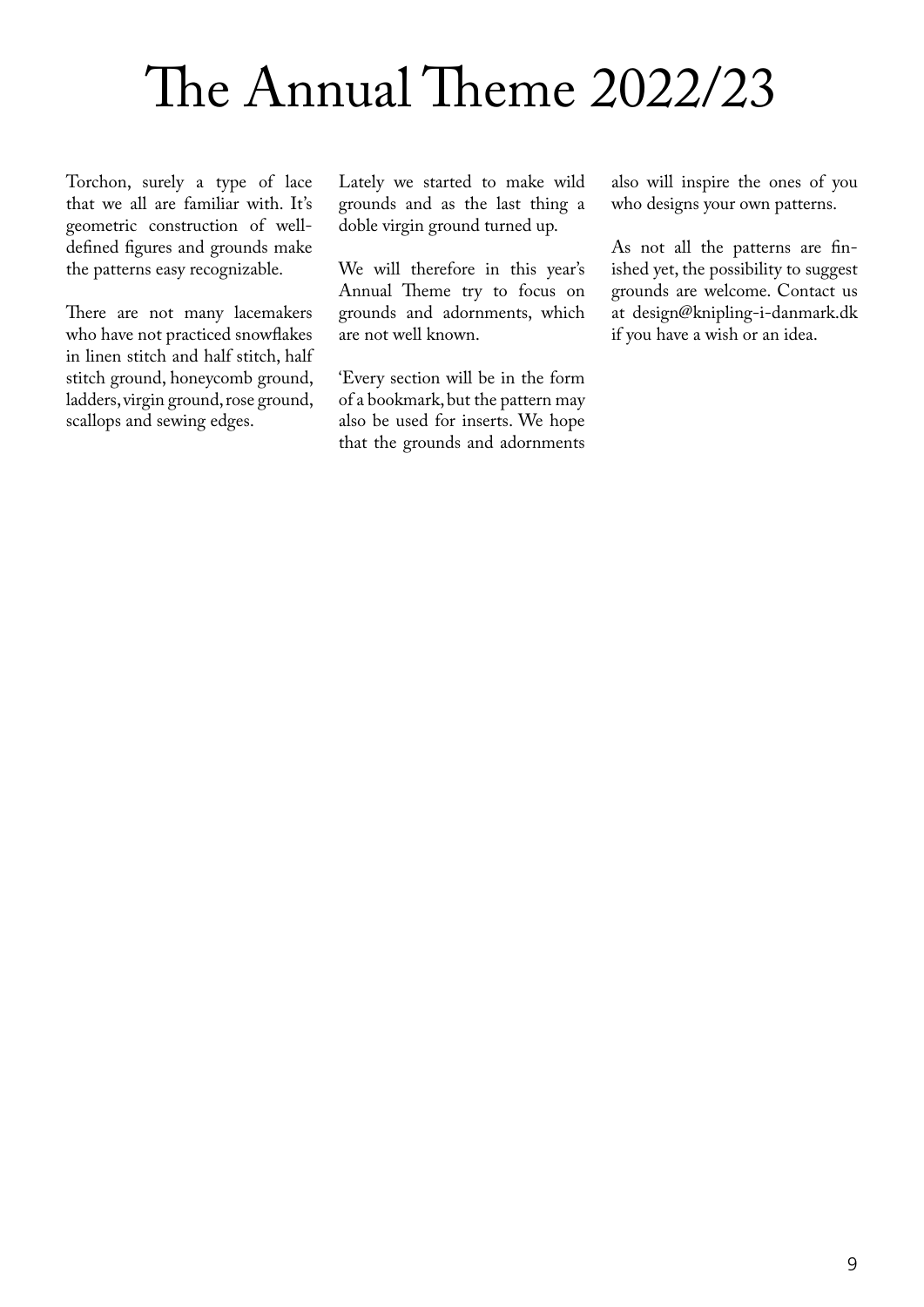# The Annual Theme 2022/23

Torchon, surely a type of lace that we all are familiar with. It's geometric construction of well-defined figures and grounds make the patterns easy recognizable.

There are not many lacemakers who have not practiced snowflakes in linen stitch and half stitch, half stitch ground, honeycomb ground, ladders, virgin ground, rose ground, scallops and sewing edges.

Lately we started to make wild grounds and as the last thing a doble virgin ground turned up.

We will therefore in this year's Annual Theme try to focus on grounds and adornments, which are not well known.

'Every section will be in the form of a bookmark, but the pattern may also be used for inserts. We hope that the grounds and adornments also will inspire the ones of you who designs your own patterns.

As not all the patterns are finished yet, the possibility to suggest grounds are welcome. Contact us at design@knipling-i-danmark.dk if you have a wish or an idea.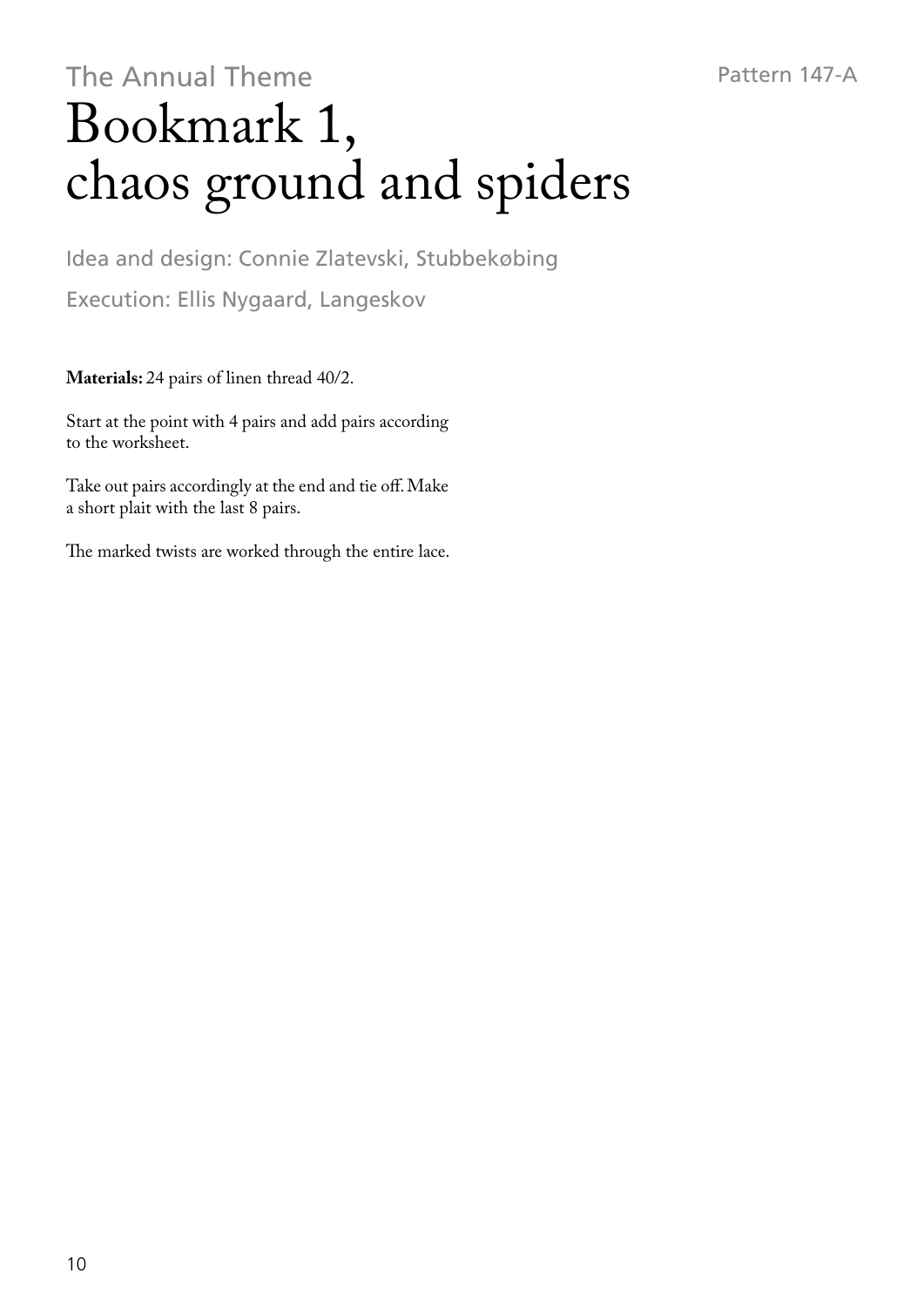The Annual Theme

# Bookmark 1, chaos ground and spiders

Pattern 147-A

Idea and design: Connie Zlatevski, Stubbekøbing

Execution: Ellis Nygaard, Langeskov

**Materials:** 24 pairs of linen thread 40/2.

Start at the point with 4 pairs and add pairs according to the worksheet.

Take out pairs accordingly at the end and tie off. Make a short plait with the last 8 pairs.

The marked twists are worked through the entire lace.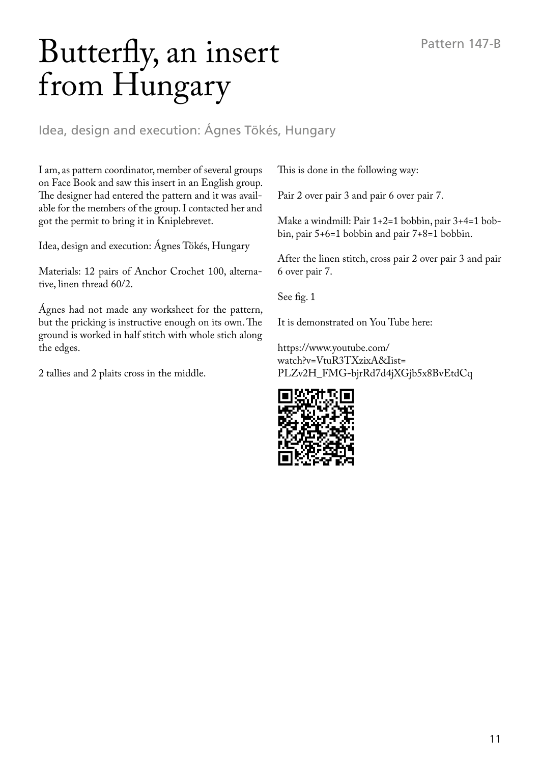# Butterfly, an insert from Hungary

Pattern 147-B

Idea, design and execution: Ágnes Tökés, Hungary

I am, as pattern coordinator, member of several groups on Face Book and saw this insert in an English group. The designer had entered the pattern and it was available for the members of the group. I contacted her and got the permit to bring it in Kniplebrevet.

Idea, design and execution: Ágnes Tökés, Hungary

Materials: 12 pairs of Anchor Crochet 100, alternative, linen thread 60/2.

Ágnes had not made any worksheet for the pattern, but the pricking is instructive enough on its own. The ground is worked in half stitch with whole stich along the edges.

2 tallies and 2 plaits cross in the middle.

This is done in the following way:

Pair 2 over pair 3 and pair 6 over pair 7.

Make a windmill: Pair 1+2=1 bobbin, pair 3+4=1 bobbin, pair 5+6=1 bobbin and pair 7+8=1 bobbin.

After the linen stitch, cross pair 2 over pair 3 and pair 6 over pair 7.

See fig. 1

It is demonstrated on You Tube here:

https://www.youtube.com/watch?v=VtuR3TXzixA&Iist=PLZv2H_FMG-bjrRd7d4jXGjb5x8BvEtdCq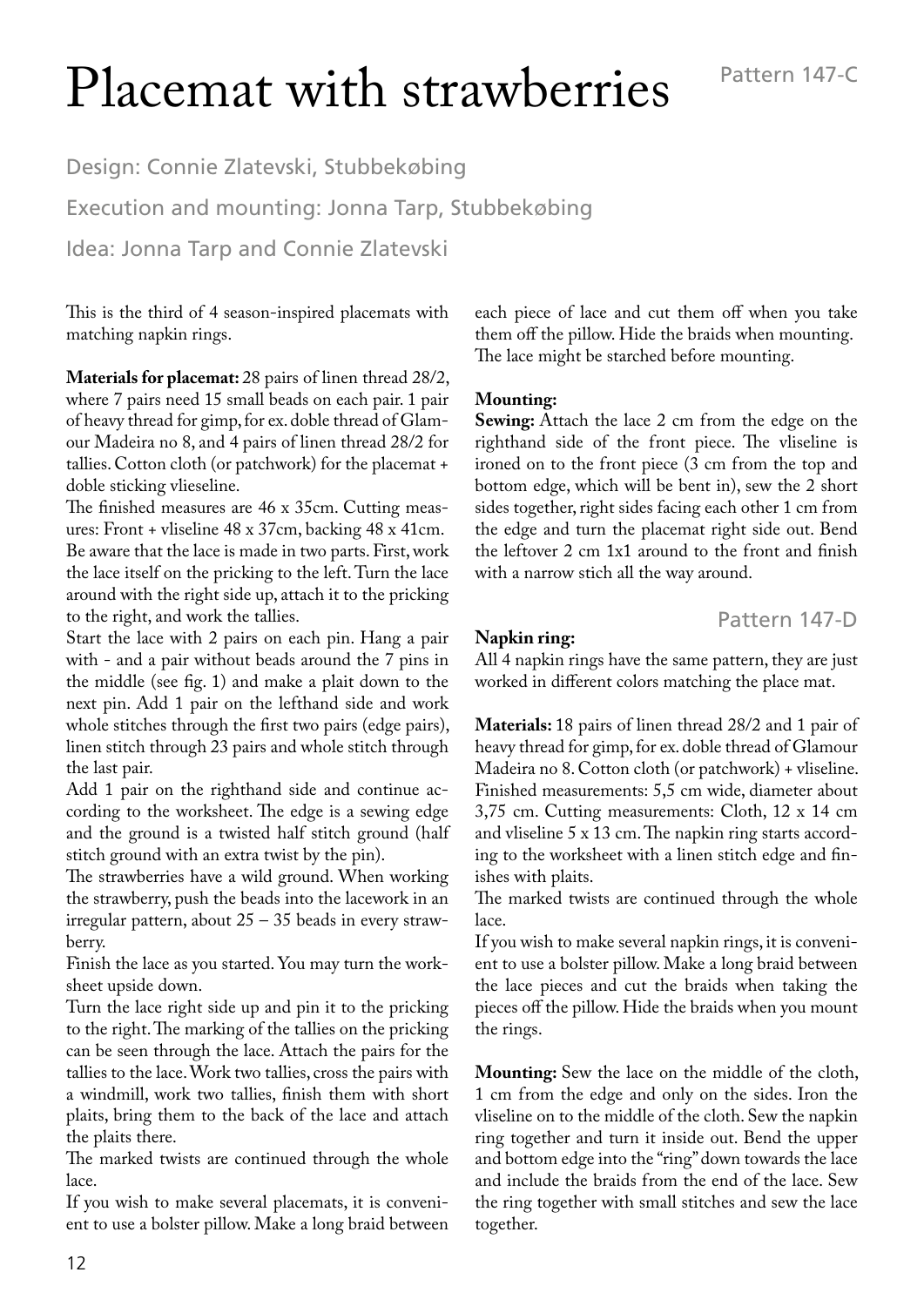# Placemat with strawberries

Pattern 147-C

Design: Connie Zlatevski, Stubbekøbing

Execution and mounting: Jonna Tarp, Stubbekøbing

Idea: Jonna Tarp and Connie Zlatevski

This is the third of 4 season-inspired placemats with matching napkin rings.

**Materials for placemat:** 28 pairs of linen thread 28/2, where 7 pairs need 15 small beads on each pair. 1 pair of heavy thread for gimp, for ex. doble thread of Glamour Madeira no 8, and 4 pairs of linen thread 28/2 for tallies. Cotton cloth (or patchwork) for the placemat + doble sticking vlieseline.

The finished measures are 46 x 35cm. Cutting measures: Front + vliseline 48 x 37cm, backing 48 x 41cm.

Be aware that the lace is made in two parts. First, work the lace itself on the pricking to the left. Turn the lace around with the right side up, attach it to the pricking to the right, and work the tallies.

Start the lace with 2 pairs on each pin. Hang a pair with - and a pair without beads around the 7 pins in the middle (see fig. 1) and make a plait down to the next pin. Add 1 pair on the lefthand side and work whole stitches through the first two pairs (edge pairs), linen stitch through 23 pairs and whole stitch through the last pair.

Add 1 pair on the righthand side and continue according to the worksheet. The edge is a sewing edge and the ground is a twisted half stitch ground (half stitch ground with an extra twist by the pin).

The strawberries have a wild ground. When working the strawberry, push the beads into the lacework in an irregular pattern, about 25 – 35 beads in every strawberry.

Finish the lace as you started. You may turn the worksheet upside down.

Turn the lace right side up and pin it to the pricking to the right. The marking of the tallies on the pricking can be seen through the lace. Attach the pairs for the tallies to the lace. Work two tallies, cross the pairs with a windmill, work two tallies, finish them with short plaits, bring them to the back of the lace and attach the plaits there.

The marked twists are continued through the whole lace.

If you wish to make several placemats, it is convenient to use a bolster pillow. Make a long braid between each piece of lace and cut them off when you take them off the pillow. Hide the braids when mounting.

The lace might be starched before mounting.

**Mounting:**

**Sewing:** Attach the lace 2 cm from the edge on the righthand side of the front piece. The vliseline is ironed on to the front piece (3 cm from the top and bottom edge, which will be bent in), sew the 2 short sides together, right sides facing each other 1 cm from the edge and turn the placemat right side out. Bend the leftover 2 cm 1x1 around to the front and finish with a narrow stich all the way around.

Pattern 147-D

**Napkin ring:**

All 4 napkin rings have the same pattern, they are just worked in different colors matching the place mat.

**Materials:** 18 pairs of linen thread 28/2 and 1 pair of heavy thread for gimp, for ex. doble thread of Glamour Madeira no 8. Cotton cloth (or patchwork) + vliseline.

Finished measurements: 5,5 cm wide, diameter about 3,75 cm. Cutting measurements: Cloth, 12 x 14 cm and vliseline 5 x 13 cm. The napkin ring starts according to the worksheet with a linen stitch edge and finishes with plaits.

The marked twists are continued through the whole lace.

If you wish to make several napkin rings, it is convenient to use a bolster pillow. Make a long braid between the lace pieces and cut the braids when taking the pieces off the pillow. Hide the braids when you mount the rings.

**Mounting:** Sew the lace on the middle of the cloth, 1 cm from the edge and only on the sides. Iron the vliseline on to the middle of the cloth. Sew the napkin ring together and turn it inside out. Bend the upper and bottom edge into the "ring" down towards the lace and include the braids from the end of the lace. Sew the ring together with small stitches and sew the lace together.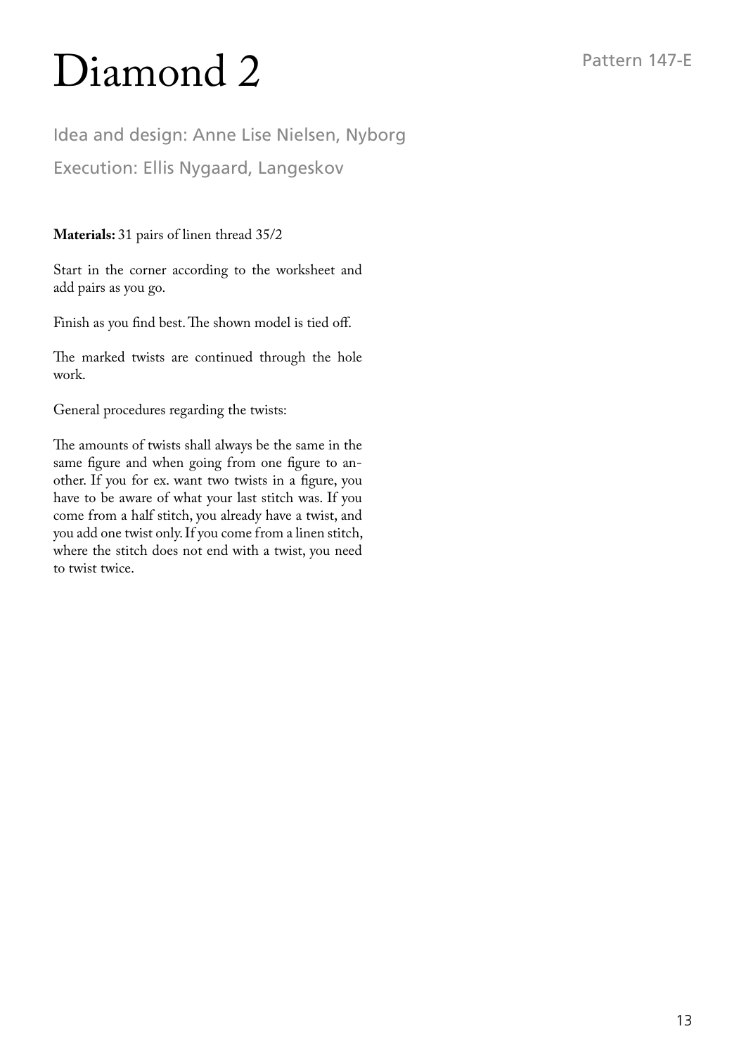# Diamond 2

Pattern 147-E

Idea and design: Anne Lise Nielsen, Nyborg

Execution: Ellis Nygaard, Langeskov

**Materials:** 31 pairs of linen thread 35/2

Start in the corner according to the worksheet and add pairs as you go.

Finish as you find best. The shown model is tied off.

The marked twists are continued through the hole work.

General procedures regarding the twists:

The amounts of twists shall always be the same in the same figure and when going from one figure to another. If you for ex. want two twists in a figure, you have to be aware of what your last stitch was. If you come from a half stitch, you already have a twist, and you add one twist only. If you come from a linen stitch, where the stitch does not end with a twist, you need to twist twice.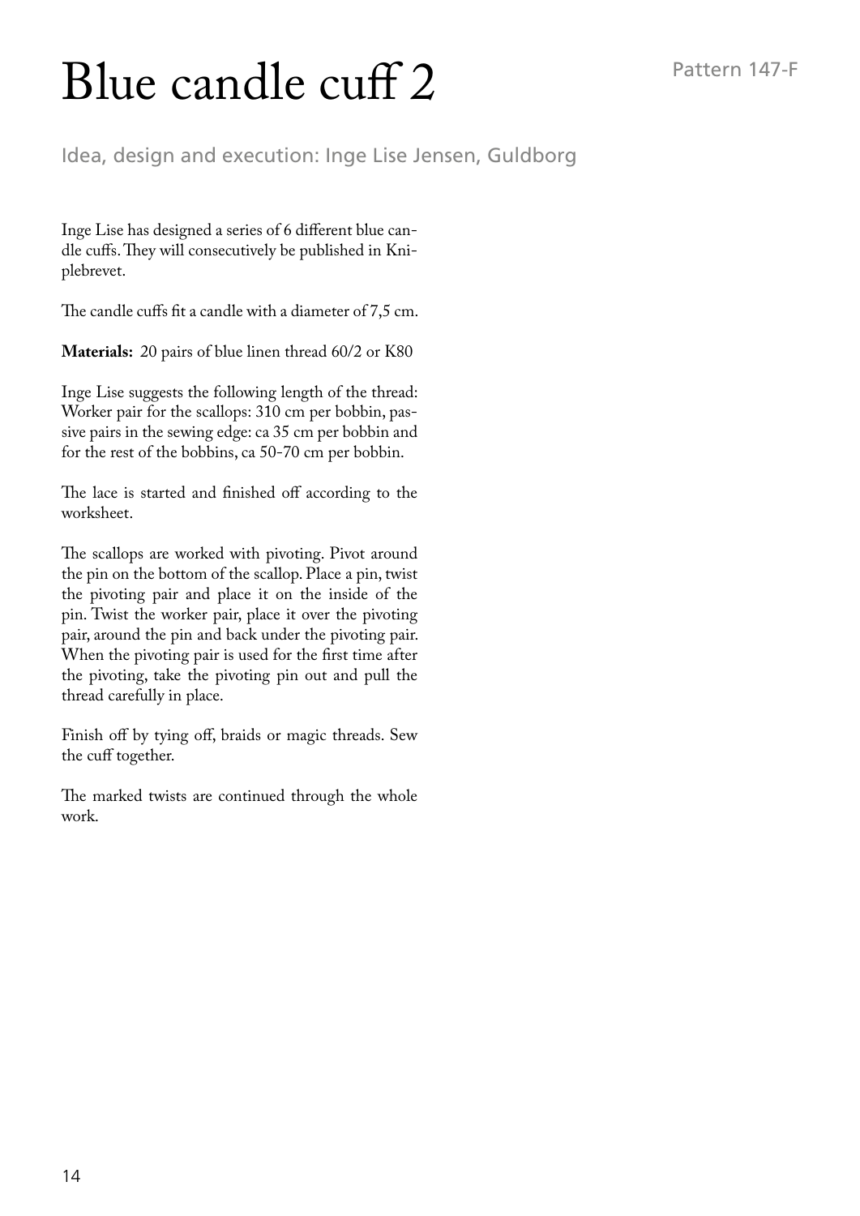# Blue candle cuff 2

Pattern 147-F

Idea, design and execution: Inge Lise Jensen, Guldborg

Inge Lise has designed a series of 6 different blue candle cuffs. They will consecutively be published in Kniplebrevet.

The candle cuffs fit a candle with a diameter of 7,5 cm.

**Materials:** 20 pairs of blue linen thread 60/2 or K80

Inge Lise suggests the following length of the thread: Worker pair for the scallops: 310 cm per bobbin, passive pairs in the sewing edge: ca 35 cm per bobbin and for the rest of the bobbins, ca 50-70 cm per bobbin.

The lace is started and finished off according to the worksheet.

The scallops are worked with pivoting. Pivot around the pin on the bottom of the scallop. Place a pin, twist the pivoting pair and place it on the inside of the pin. Twist the worker pair, place it over the pivoting pair, around the pin and back under the pivoting pair. When the pivoting pair is used for the first time after the pivoting, take the pivoting pin out and pull the thread carefully in place.

Finish off by tying off, braids or magic threads. Sew the cuff together.

The marked twists are continued through the whole work.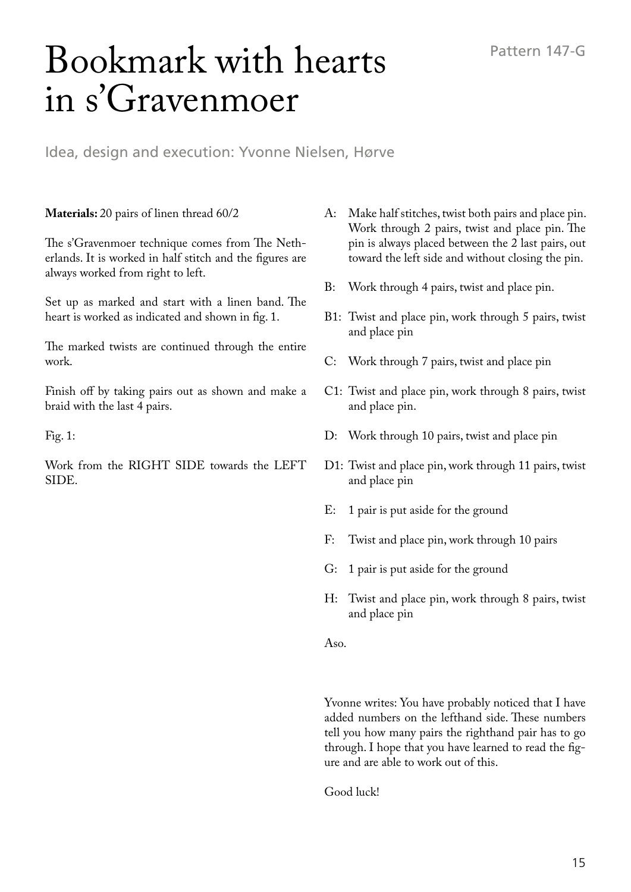# Bookmark with hearts in s'Gravenmoer

Pattern 147-G

Idea, design and execution: Yvonne Nielsen, Hørve

**Materials:** 20 pairs of linen thread 60/2

The s'Gravenmoer technique comes from The Netherlands. It is worked in half stitch and the figures are always worked from right to left.

Set up as marked and start with a linen band. The heart is worked as indicated and shown in fig. 1.

The marked twists are continued through the entire work.

Finish off by taking pairs out as shown and make a braid with the last 4 pairs.

Fig. 1:

Work from the RIGHT SIDE towards the LEFT SIDE.

A: Make half stitches, twist both pairs and place pin. Work through 2 pairs, twist and place pin. The pin is always placed between the 2 last pairs, out toward the left side and without closing the pin.

B: Work through 4 pairs, twist and place pin.

B1: Twist and place pin, work through 5 pairs, twist and place pin

C: Work through 7 pairs, twist and place pin

C1: Twist and place pin, work through 8 pairs, twist and place pin.

D: Work through 10 pairs, twist and place pin

D1: Twist and place pin, work through 11 pairs, twist and place pin

E: 1 pair is put aside for the ground

F: Twist and place pin, work through 10 pairs

G: 1 pair is put aside for the ground

H: Twist and place pin, work through 8 pairs, twist and place pin

Aso.

Yvonne writes: You have probably noticed that I have added numbers on the lefthand side. These numbers tell you how many pairs the righthand pair has to go through. I hope that you have learned to read the figure and are able to work out of this.

Good luck!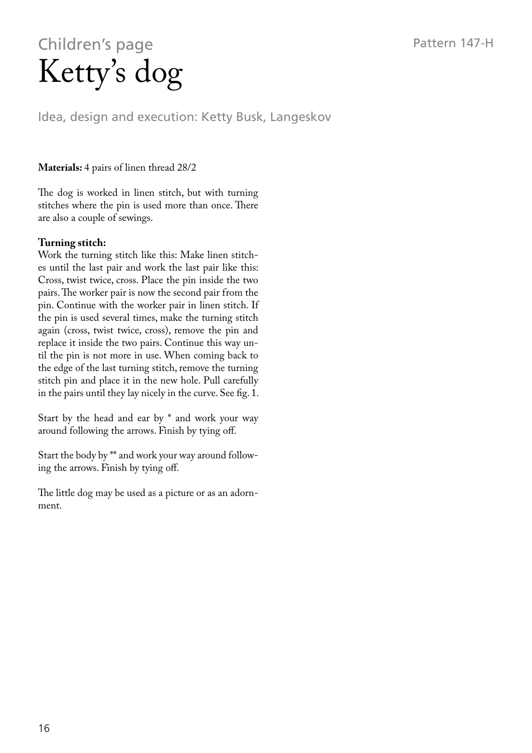Children's page

# Ketty's dog

Pattern 147-H

Idea, design and execution: Ketty Busk, Langeskov

**Materials:** 4 pairs of linen thread 28/2

The dog is worked in linen stitch, but with turning stitches where the pin is used more than once. There are also a couple of sewings.

**Turning stitch:**
Work the turning stitch like this: Make linen stitches until the last pair and work the last pair like this: Cross, twist twice, cross. Place the pin inside the two pairs. The worker pair is now the second pair from the pin. Continue with the worker pair in linen stitch. If the pin is used several times, make the turning stitch again (cross, twist twice, cross), remove the pin and replace it inside the two pairs. Continue this way until the pin is not more in use. When coming back to the edge of the last turning stitch, remove the turning stitch pin and place it in the new hole. Pull carefully in the pairs until they lay nicely in the curve. See fig. 1.

Start by the head and ear by * and work your way around following the arrows. Finish by tying off.

Start the body by ** and work your way around following the arrows. Finish by tying off.

The little dog may be used as a picture or as an adornment.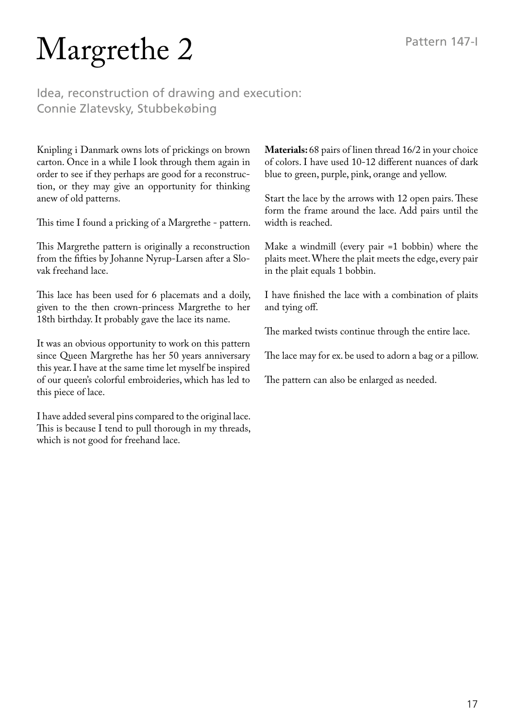# Margrethe 2

Pattern 147-I

Idea, reconstruction of drawing and execution:
Connie Zlatevsky, Stubbekøbing

Knipling i Danmark owns lots of prickings on brown carton. Once in a while I look through them again in order to see if they perhaps are good for a reconstruction, or they may give an opportunity for thinking anew of old patterns.

This time I found a pricking of a Margrethe - pattern.

This Margrethe pattern is originally a reconstruction from the fifties by Johanne Nyrup-Larsen after a Slovak freehand lace.

This lace has been used for 6 placemats and a doily, given to the then crown-princess Margrethe to her 18th birthday. It probably gave the lace its name.

It was an obvious opportunity to work on this pattern since Queen Margrethe has her 50 years anniversary this year. I have at the same time let myself be inspired of our queen's colorful embroideries, which has led to this piece of lace.

I have added several pins compared to the original lace. This is because I tend to pull thorough in my threads, which is not good for freehand lace.

**Materials:** 68 pairs of linen thread 16/2 in your choice of colors. I have used 10-12 different nuances of dark blue to green, purple, pink, orange and yellow.

Start the lace by the arrows with 12 open pairs. These form the frame around the lace. Add pairs until the width is reached.

Make a windmill (every pair =1 bobbin) where the plaits meet. Where the plait meets the edge, every pair in the plait equals 1 bobbin.

I have finished the lace with a combination of plaits and tying off.

The marked twists continue through the entire lace.

The lace may for ex. be used to adorn a bag or a pillow.

The pattern can also be enlarged as needed.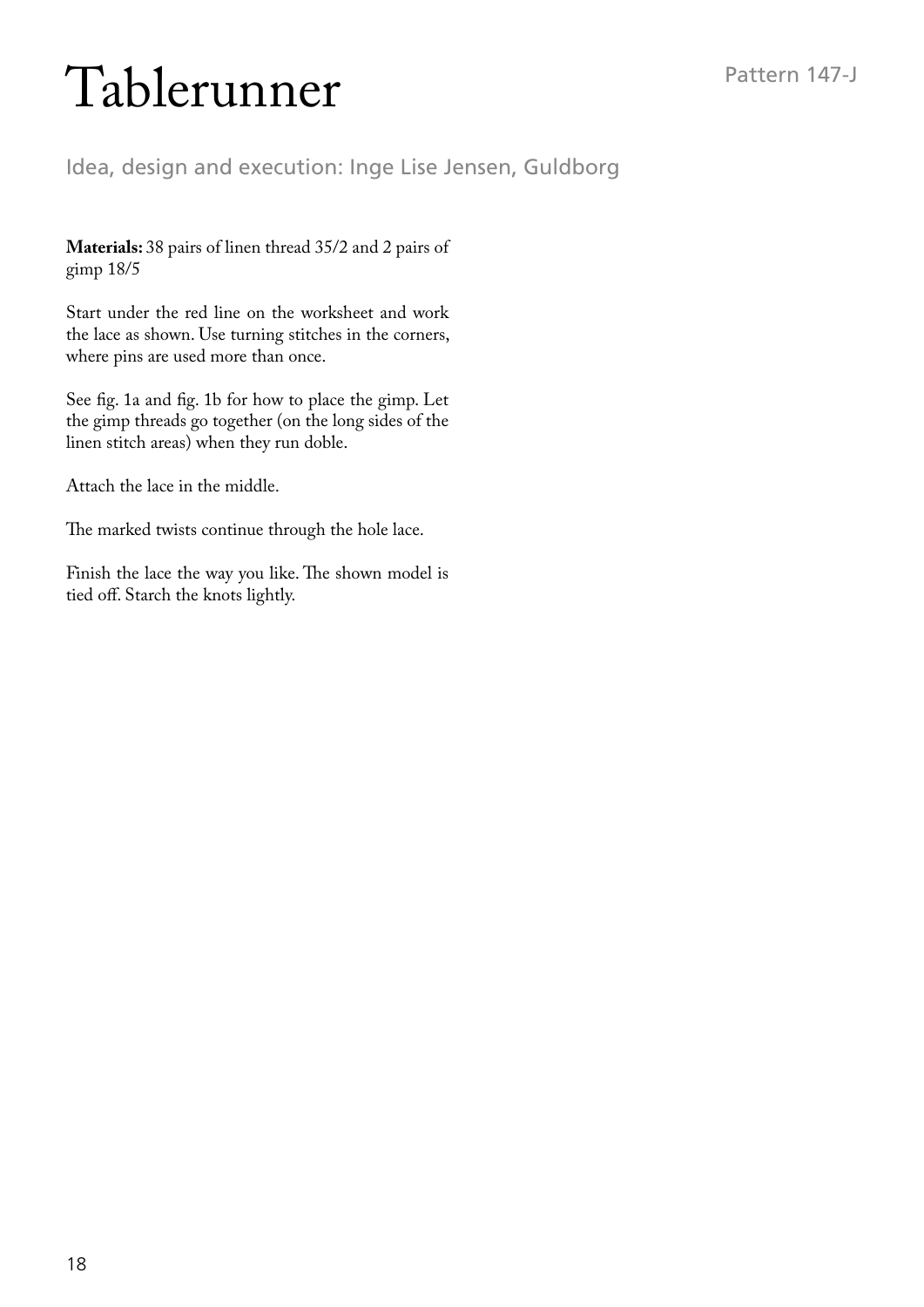# Tablerunner

Pattern 147-J

Idea, design and execution: Inge Lise Jensen, Guldborg

**Materials:** 38 pairs of linen thread 35/2 and 2 pairs of gimp 18/5

Start under the red line on the worksheet and work the lace as shown. Use turning stitches in the corners, where pins are used more than once.

See fig. 1a and fig. 1b for how to place the gimp. Let the gimp threads go together (on the long sides of the linen stitch areas) when they run doble.

Attach the lace in the middle.

The marked twists continue through the hole lace.

Finish the lace the way you like. The shown model is tied off. Starch the knots lightly.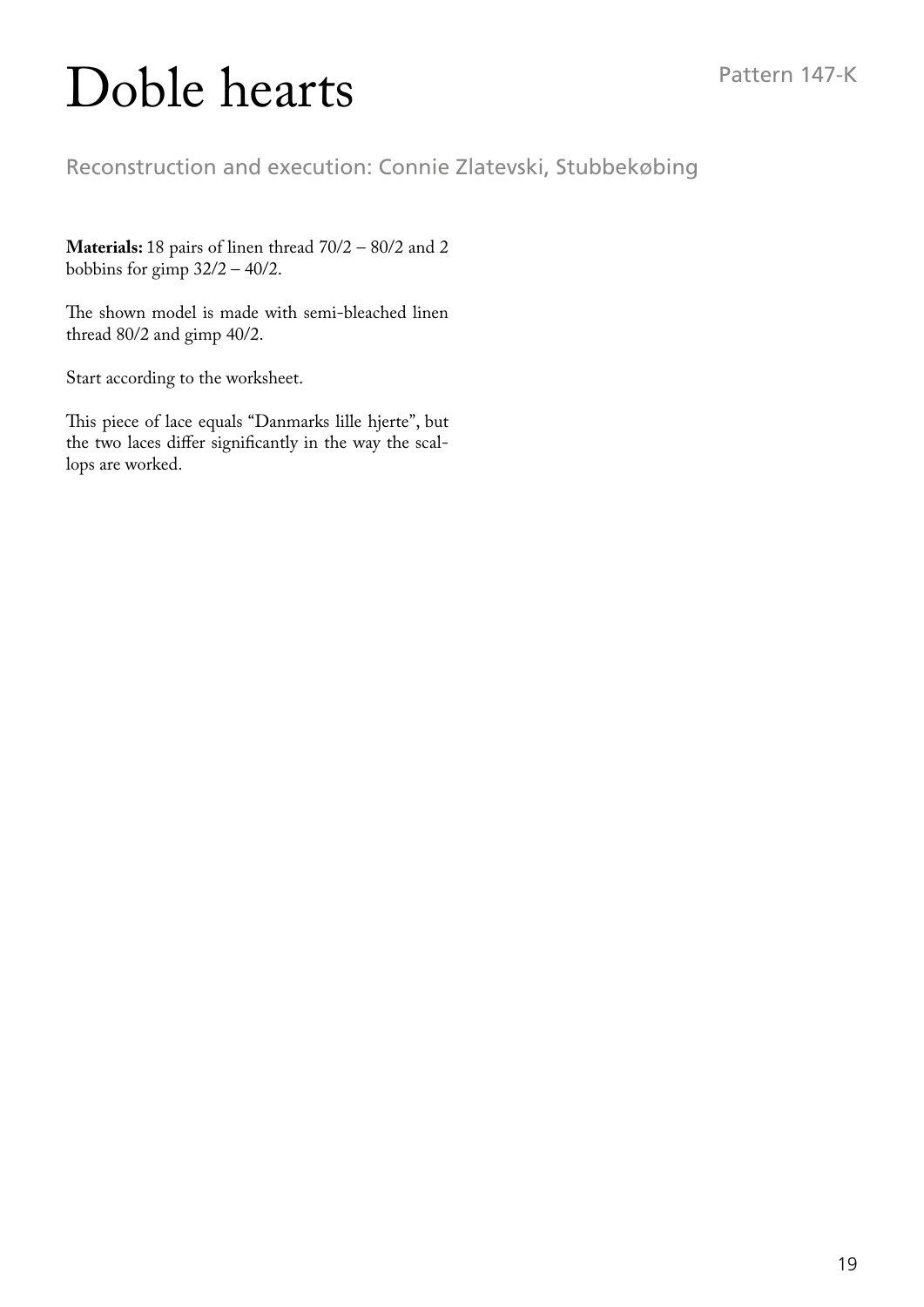# Doble hearts

Pattern 147-K

Reconstruction and execution: Connie Zlatevski, Stubbekøbing

**Materials:** 18 pairs of linen thread 70/2 – 80/2 and 2 bobbins for gimp 32/2 – 40/2.

The shown model is made with semi-bleached linen thread 80/2 and gimp 40/2.

Start according to the worksheet.

This piece of lace equals "Danmarks lille hjerte", but the two laces differ significantly in the way the scallops are worked.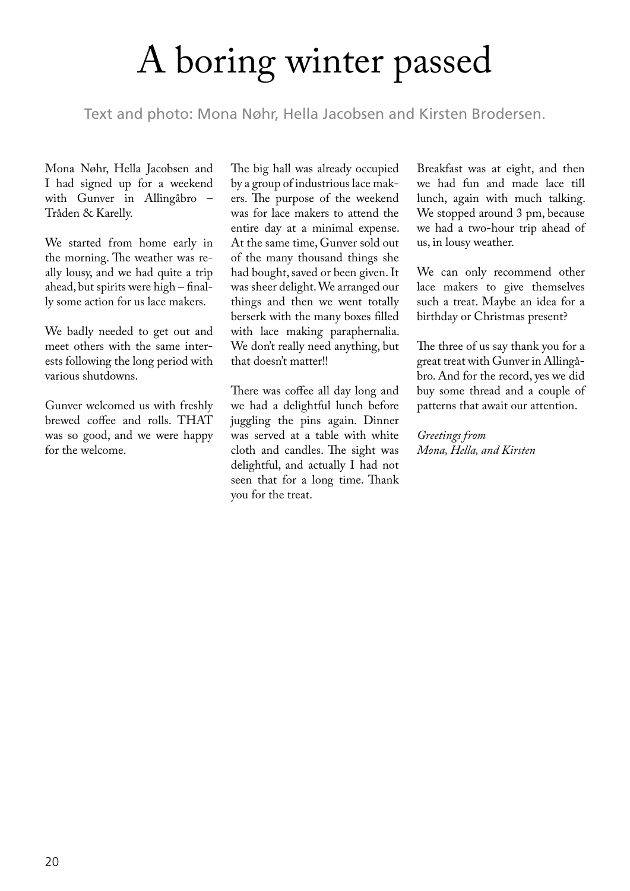# A boring winter passed

Text and photo: Mona Nøhr, Hella Jacobsen and Kirsten Brodersen.

Mona Nøhr, Hella Jacobsen and I had signed up for a weekend with Gunver in Allingåbro – Tråden & Karelly.

We started from home early in the morning. The weather was really lousy, and we had quite a trip ahead, but spirits were high – finally some action for us lace makers.

We badly needed to get out and meet others with the same interests following the long period with various shutdowns.

Gunver welcomed us with freshly brewed coffee and rolls. THAT was so good, and we were happy for the welcome.

The big hall was already occupied by a group of industrious lace makers. The purpose of the weekend was for lace makers to attend the entire day at a minimal expense. At the same time, Gunver sold out of the many thousand things she had bought, saved or been given. It was sheer delight. We arranged our things and then we went totally berserk with the many boxes filled with lace making paraphernalia. We don't really need anything, but that doesn't matter!!

There was coffee all day long and we had a delightful lunch before juggling the pins again. Dinner was served at a table with white cloth and candles. The sight was delightful, and actually I had not seen that for a long time. Thank you for the treat.

Breakfast was at eight, and then we had fun and made lace till lunch, again with much talking. We stopped around 3 pm, because we had a two-hour trip ahead of us, in lousy weather.

We can only recommend other lace makers to give themselves such a treat. Maybe an idea for a birthday or Christmas present?

The three of us say thank you for a great treat with Gunver in Allingåbro. And for the record, yes we did buy some thread and a couple of patterns that await our attention.

*Greetings from*
*Mona, Hella, and Kirsten*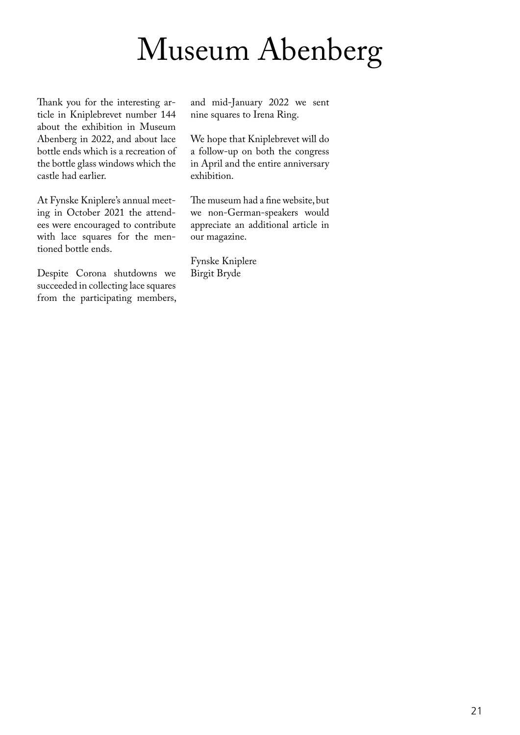# Museum Abenberg

Thank you for the interesting article in Kniplebrevet number 144 about the exhibition in Museum Abenberg in 2022, and about lace bottle ends which is a recreation of the bottle glass windows which the castle had earlier.

At Fynske Kniplere's annual meeting in October 2021 the attendees were encouraged to contribute with lace squares for the mentioned bottle ends.

Despite Corona shutdowns we succeeded in collecting lace squares from the participating members, and mid-January 2022 we sent nine squares to Irena Ring.

We hope that Kniplebrevet will do a follow-up on both the congress in April and the entire anniversary exhibition.

The museum had a fine website, but we non-German-speakers would appreciate an additional article in our magazine.

Fynske Kniplere
Birgit Bryde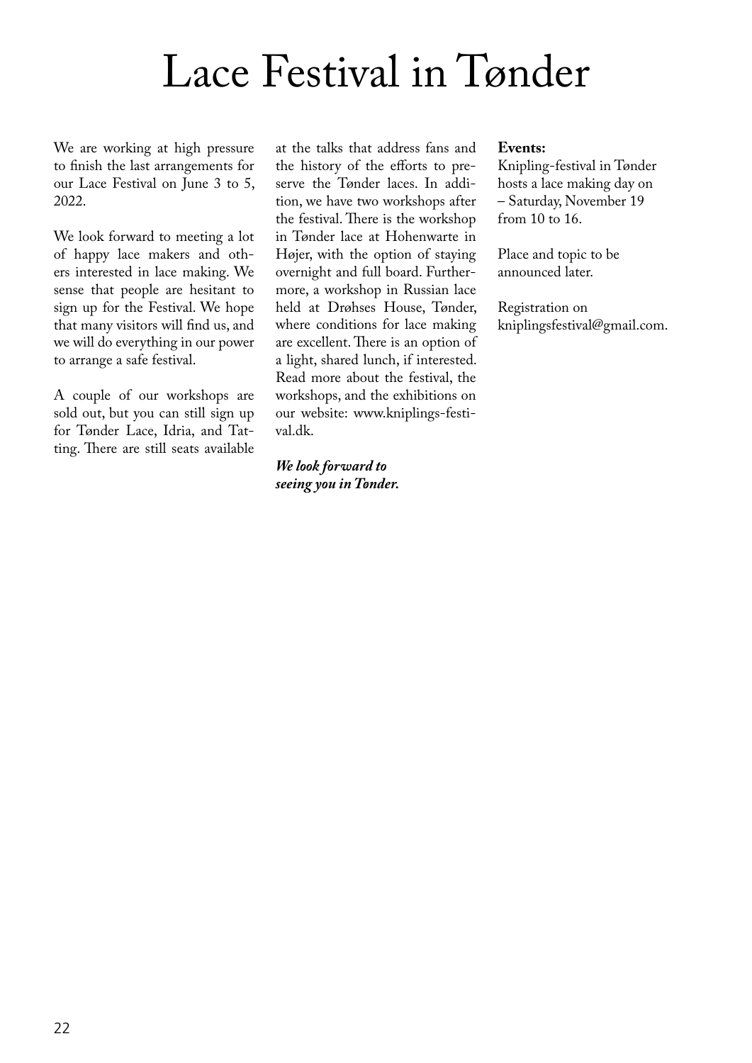# Lace Festival in Tønder

We are working at high pressure to finish the last arrangements for our Lace Festival on June 3 to 5, 2022.

We look forward to meeting a lot of happy lace makers and others interested in lace making. We sense that people are hesitant to sign up for the Festival. We hope that many visitors will find us, and we will do everything in our power to arrange a safe festival.

A couple of our workshops are sold out, but you can still sign up for Tønder Lace, Idria, and Tatting. There are still seats available at the talks that address fans and the history of the efforts to preserve the Tønder laces. In addition, we have two workshops after the festival. There is the workshop in Tønder lace at Hohenwarte in Højer, with the option of staying overnight and full board. Furthermore, a workshop in Russian lace held at Drøhses House, Tønder, where conditions for lace making are excellent. There is an option of a light, shared lunch, if interested. Read more about the festival, the workshops, and the exhibitions on our website: www.kniplings-festival.dk.

***We look forward to seeing you in Tønder.***

**Events:**
Knipling-festival in Tønder hosts a lace making day on
– Saturday, November 19 from 10 to 16.

Place and topic to be announced later.

Registration on kniplingsfestival@gmail.com.